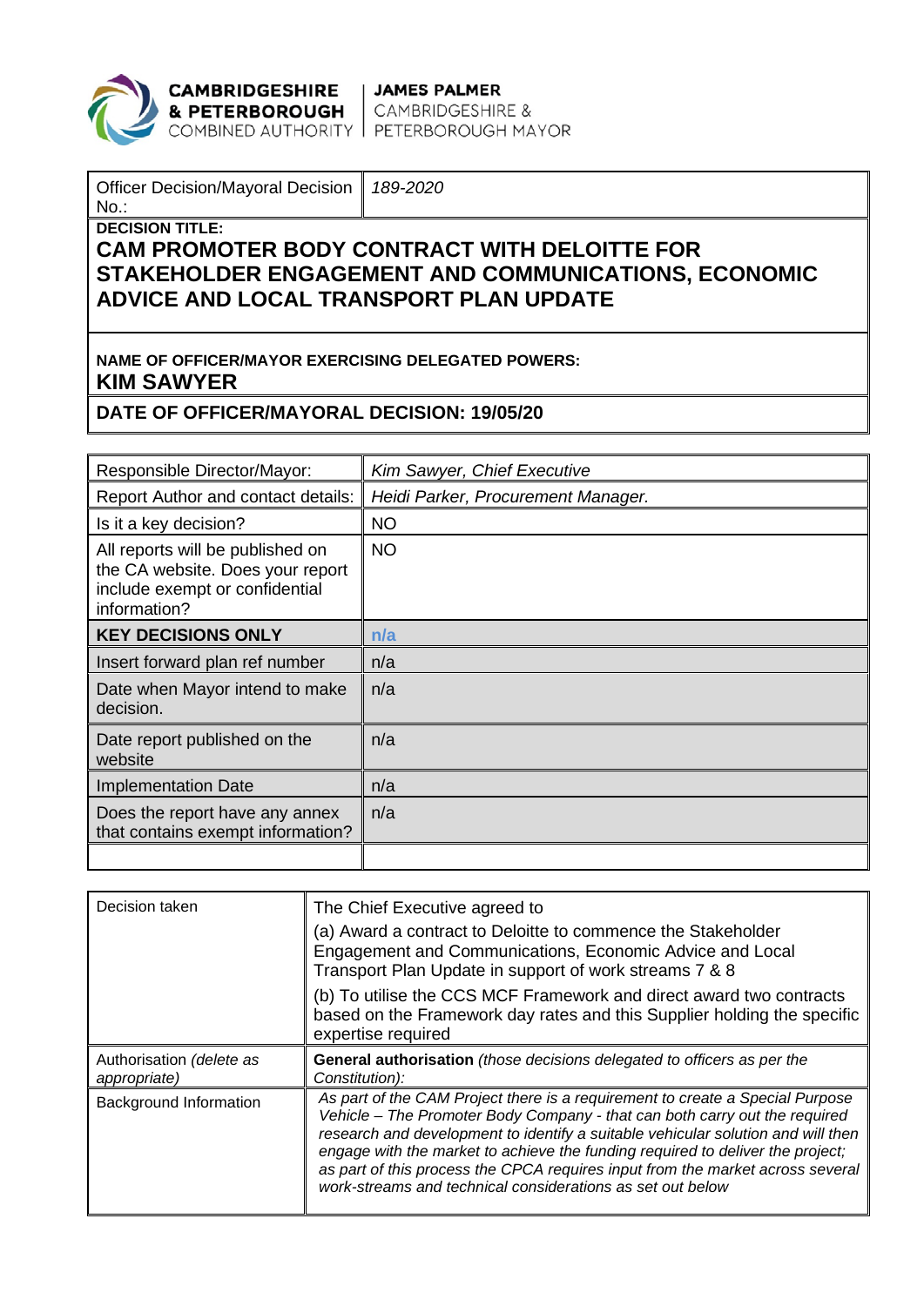**CAMBRIDGESHIRE & PETERBOROUGH COMBINED AUTHORITY** | **JAMES PALMER** CAMBRIDGESHIRE & PETERBOROUGH MAYOR

| Officer Decision/Mayoral Decision No.: | *189-2020* |
|---|---|

**DECISION TITLE:**

# CAM PROMOTER BODY CONTRACT WITH DELOITTE FOR STAKEHOLDER ENGAGEMENT AND COMMUNICATIONS, ECONOMIC ADVICE AND LOCAL TRANSPORT PLAN UPDATE

**NAME OF OFFICER/MAYOR EXERCISING DELEGATED POWERS:**
**KIM SAWYER**

**DATE OF OFFICER/MAYORAL DECISION: 19/05/20**

| | |
|---|---|
| Responsible Director/Mayor: | *Kim Sawyer, Chief Executive* |
| Report Author and contact details: | *Heidi Parker, Procurement Manager.* |
| Is it a key decision? | NO |
| All reports will be published on the CA website. Does your report include exempt or confidential information? | NO |
| **KEY DECISIONS ONLY** | **n/a** |
| Insert forward plan ref number | n/a |
| Date when Mayor intend to make decision. | n/a |
| Date report published on the website | n/a |
| Implementation Date | n/a |
| Does the report have any annex that contains exempt information? | n/a |
| | |

| | |
|---|---|
| Decision taken | The Chief Executive agreed to<br>(a) Award a contract to Deloitte to commence the Stakeholder Engagement and Communications, Economic Advice and Local Transport Plan Update in support of work streams 7 & 8<br>(b) To utilise the CCS MCF Framework and direct award two contracts based on the Framework day rates and this Supplier holding the specific expertise required |
| Authorisation *(delete as appropriate)* | **General authorisation** *(those decisions delegated to officers as per the Constitution):* |
| Background Information | *As part of the CAM Project there is a requirement to create a Special Purpose Vehicle – The Promoter Body Company - that can both carry out the required research and development to identify a suitable vehicular solution and will then engage with the market to achieve the funding required to deliver the project; as part of this process the CPCA requires input from the market across several work-streams and technical considerations as set out below* |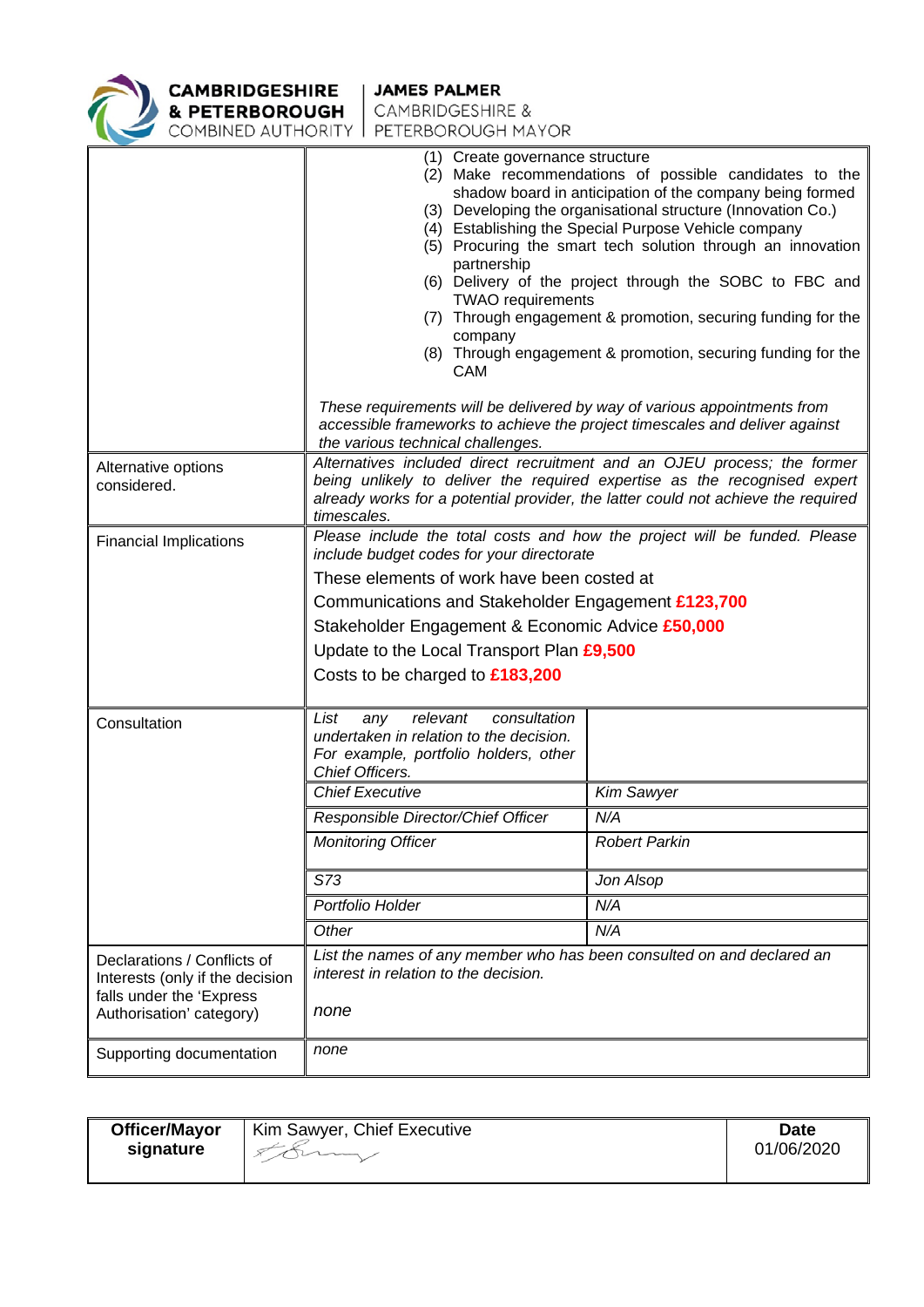| | |
|---|---|
| | (1) Create governance structure<br>(2) Make recommendations of possible candidates to the shadow board in anticipation of the company being formed<br>(3) Developing the organisational structure (Innovation Co.)<br>(4) Establishing the Special Purpose Vehicle company<br>(5) Procuring the smart tech solution through an innovation partnership<br>(6) Delivery of the project through the SOBC to FBC and TWAO requirements<br>(7) Through engagement & promotion, securing funding for the company<br>(8) Through engagement & promotion, securing funding for the CAM<br><br>*These requirements will be delivered by way of various appointments from accessible frameworks to achieve the project timescales and deliver against the various technical challenges.* |
| Alternative options considered. | *Alternatives included direct recruitment and an OJEU process; the former being unlikely to deliver the required expertise as the recognised expert already works for a potential provider, the latter could not achieve the required timescales.* |
| Financial Implications | *Please include the total costs and how the project will be funded. Please include budget codes for your directorate*<br>These elements of work have been costed at<br>Communications and Stakeholder Engagement **£123,700**<br>Stakeholder Engagement & Economic Advice **£50,000**<br>Update to the Local Transport Plan **£9,500**<br>Costs to be charged to **£183,200** |

| Consultation | | |
|---|---|---|
| | *List any relevant consultation undertaken in relation to the decision. For example, portfolio holders, other Chief Officers.* | |
| | *Chief Executive* | *Kim Sawyer* |
| | *Responsible Director/Chief Officer* | *N/A* |
| | *Monitoring Officer* | *Robert Parkin* |
| | *S73* | *Jon Alsop* |
| | *Portfolio Holder* | *N/A* |
| | *Other* | *N/A* |

| | |
|---|---|
| Declarations / Conflicts of Interests (only if the decision falls under the 'Express Authorisation' category) | *List the names of any member who has been consulted on and declared an interest in relation to the decision.*<br><br>*none* |
| Supporting documentation | *none* |

| **Officer/Mayor signature** | Kim Sawyer, Chief Executive | **Date**<br>01/06/2020 |
|---|---|---|